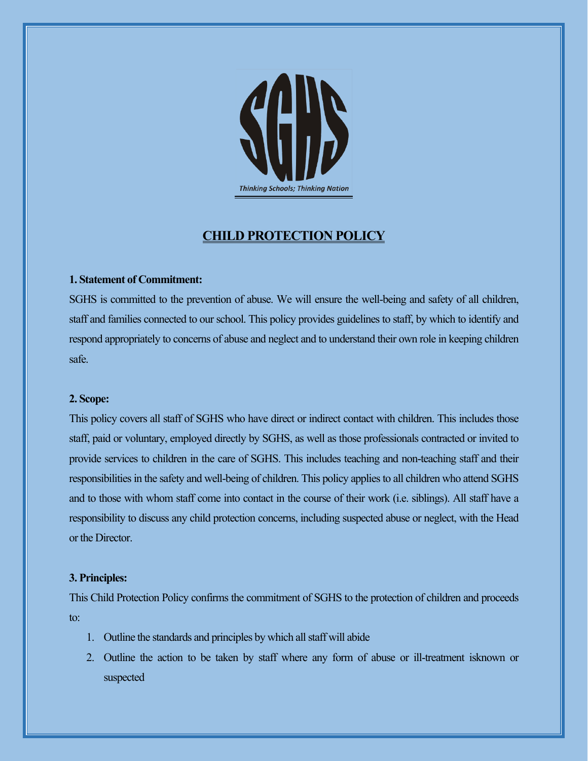SGHS

*Thinking Schools; Thinking Nation*

# CHILD PROTECTION POLICY

**1. Statement of Commitment:**

SGHS is committed to the prevention of abuse. We will ensure the well-being and safety of all children, staff and families connected to our school. This policy provides guidelines to staff, by which to identify and respond appropriately to concerns of abuse and neglect and to understand their own role in keeping children safe.

**2. Scope:**

This policy covers all staff of SGHS who have direct or indirect contact with children. This includes those staff, paid or voluntary, employed directly by SGHS, as well as those professionals contracted or invited to provide services to children in the care of SGHS. This includes teaching and non-teaching staff and their responsibilities in the safety and well-being of children. This policy applies to all children who attend SGHS and to those with whom staff come into contact in the course of their work (i.e. siblings). All staff have a responsibility to discuss any child protection concerns, including suspected abuse or neglect, with the Head or the Director.

**3. Principles:**

This Child Protection Policy confirms the commitment of SGHS to the protection of children and proceeds to:

1. Outline the standards and principles by which all staff will abide
2. Outline the action to be taken by staff where any form of abuse or ill-treatment isknown or suspected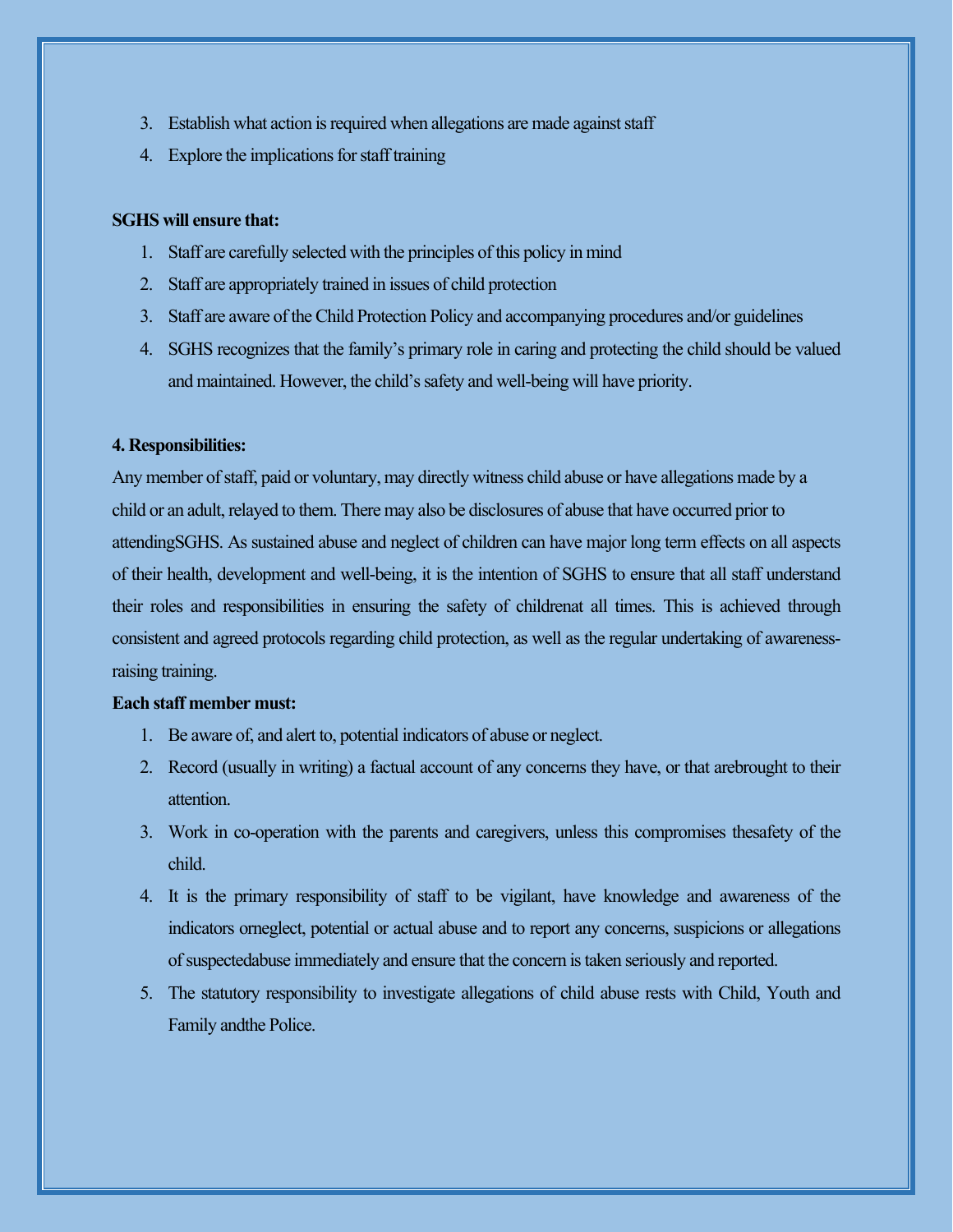3. Establish what action is required when allegations are made against staff
4. Explore the implications for staff training

**SGHS will ensure that:**

1. Staff are carefully selected with the principles of this policy in mind
2. Staff are appropriately trained in issues of child protection
3. Staff are aware of the Child Protection Policy and accompanying procedures and/or guidelines
4. SGHS recognizes that the family's primary role in caring and protecting the child should be valued and maintained. However, the child's safety and well-being will have priority.

**4. Responsibilities:**

Any member of staff, paid or voluntary, may directly witness child abuse or have allegations made by a child or an adult, relayed to them. There may also be disclosures of abuse that have occurred prior to attendingSGHS. As sustained abuse and neglect of children can have major long term effects on all aspects of their health, development and well-being, it is the intention of SGHS to ensure that all staff understand their roles and responsibilities in ensuring the safety of childrenat all times. This is achieved through consistent and agreed protocols regarding child protection, as well as the regular undertaking of awareness-raising training.

**Each staff member must:**

1. Be aware of, and alert to, potential indicators of abuse or neglect.
2. Record (usually in writing) a factual account of any concerns they have, or that arebrought to their attention.
3. Work in co-operation with the parents and caregivers, unless this compromises thesafety of the child.
4. It is the primary responsibility of staff to be vigilant, have knowledge and awareness of the indicators orneglect, potential or actual abuse and to report any concerns, suspicions or allegations of suspectedabuse immediately and ensure that the concern is taken seriously and reported.
5. The statutory responsibility to investigate allegations of child abuse rests with Child, Youth and Family andthe Police.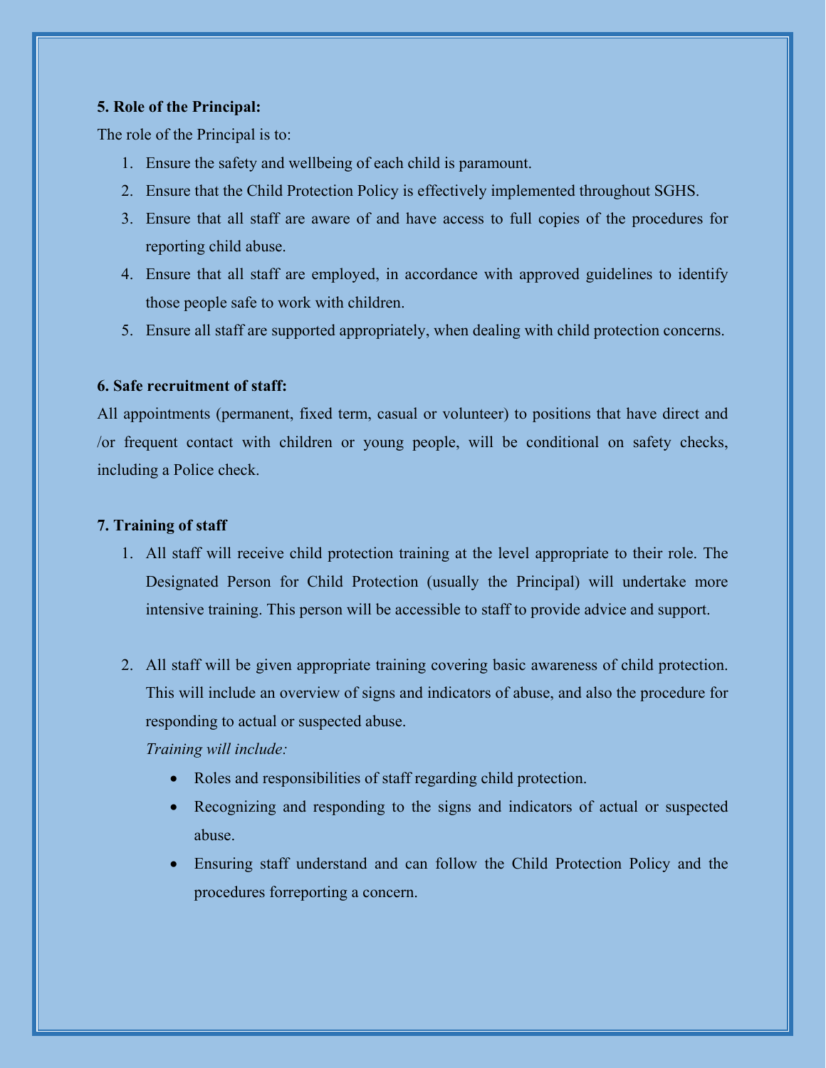**5. Role of the Principal:**

The role of the Principal is to:

1. Ensure the safety and wellbeing of each child is paramount.
2. Ensure that the Child Protection Policy is effectively implemented throughout SGHS.
3. Ensure that all staff are aware of and have access to full copies of the procedures for reporting child abuse.
4. Ensure that all staff are employed, in accordance with approved guidelines to identify those people safe to work with children.
5. Ensure all staff are supported appropriately, when dealing with child protection concerns.

**6. Safe recruitment of staff:**

All appointments (permanent, fixed term, casual or volunteer) to positions that have direct and /or frequent contact with children or young people, will be conditional on safety checks, including a Police check.

**7. Training of staff**

1. All staff will receive child protection training at the level appropriate to their role. The Designated Person for Child Protection (usually the Principal) will undertake more intensive training. This person will be accessible to staff to provide advice and support.

2. All staff will be given appropriate training covering basic awareness of child protection. This will include an overview of signs and indicators of abuse, and also the procedure for responding to actual or suspected abuse.

   *Training will include:*

   - Roles and responsibilities of staff regarding child protection.
   - Recognizing and responding to the signs and indicators of actual or suspected abuse.
   - Ensuring staff understand and can follow the Child Protection Policy and the procedures forreporting a concern.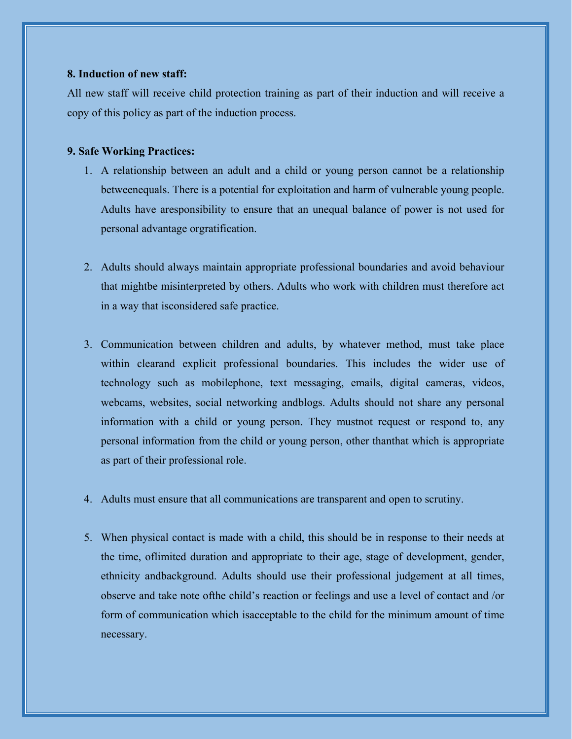**8. Induction of new staff:**

All new staff will receive child protection training as part of their induction and will receive a copy of this policy as part of the induction process.

**9. Safe Working Practices:**

1. A relationship between an adult and a child or young person cannot be a relationship betweenequals. There is a potential for exploitation and harm of vulnerable young people. Adults have aresponsibility to ensure that an unequal balance of power is not used for personal advantage orgratification.

2. Adults should always maintain appropriate professional boundaries and avoid behaviour that mightbe misinterpreted by others. Adults who work with children must therefore act in a way that isconsidered safe practice.

3. Communication between children and adults, by whatever method, must take place within clearand explicit professional boundaries. This includes the wider use of technology such as mobilephone, text messaging, emails, digital cameras, videos, webcams, websites, social networking andblogs. Adults should not share any personal information with a child or young person. They mustnot request or respond to, any personal information from the child or young person, other thanthat which is appropriate as part of their professional role.

4. Adults must ensure that all communications are transparent and open to scrutiny.

5. When physical contact is made with a child, this should be in response to their needs at the time, oflimited duration and appropriate to their age, stage of development, gender, ethnicity andbackground. Adults should use their professional judgement at all times, observe and take note ofthe child's reaction or feelings and use a level of contact and /or form of communication which isacceptable to the child for the minimum amount of time necessary.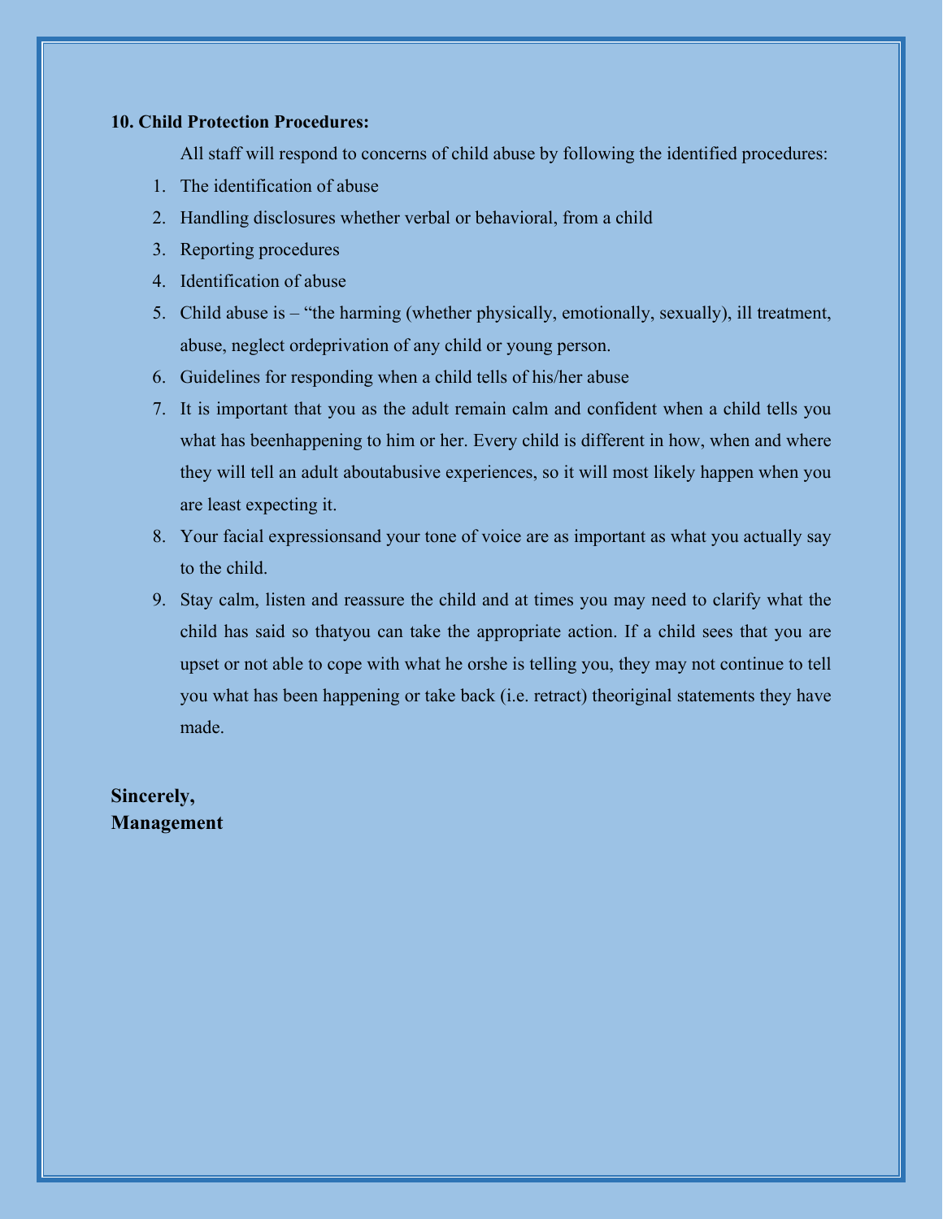**10. Child Protection Procedures:**

All staff will respond to concerns of child abuse by following the identified procedures:

1. The identification of abuse
2. Handling disclosures whether verbal or behavioral, from a child
3. Reporting procedures
4. Identification of abuse
5. Child abuse is – "the harming (whether physically, emotionally, sexually), ill treatment, abuse, neglect ordeprivation of any child or young person.
6. Guidelines for responding when a child tells of his/her abuse
7. It is important that you as the adult remain calm and confident when a child tells you what has beenhappening to him or her. Every child is different in how, when and where they will tell an adult aboutabusive experiences, so it will most likely happen when you are least expecting it.
8. Your facial expressionsand your tone of voice are as important as what you actually say to the child.
9. Stay calm, listen and reassure the child and at times you may need to clarify what the child has said so thatyou can take the appropriate action. If a child sees that you are upset or not able to cope with what he orshe is telling you, they may not continue to tell you what has been happening or take back (i.e. retract) theoriginal statements they have made.

**Sincerely,**
**Management**